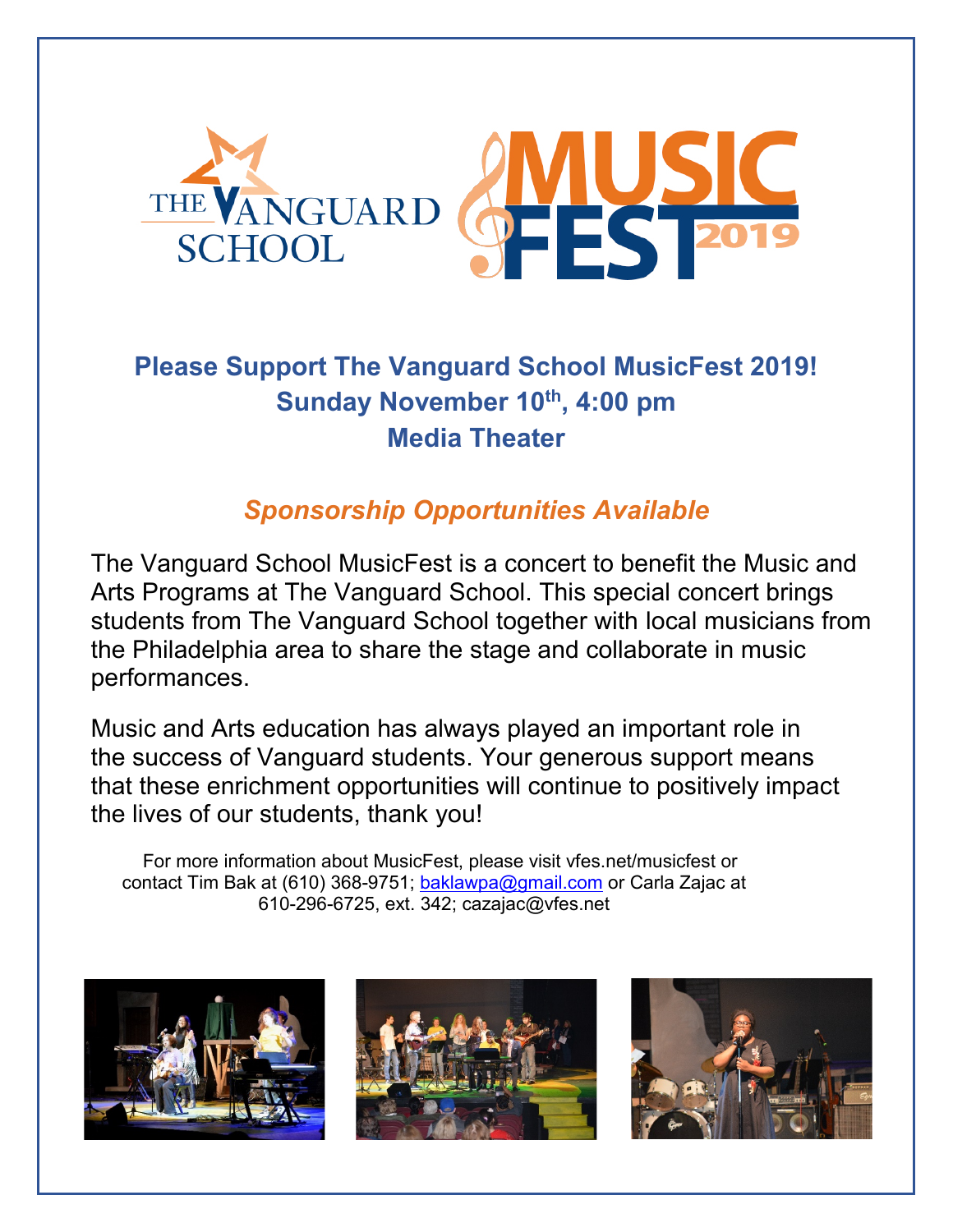THE VANGUARD SCHOOL

MUSIC FEST 2019

## Please Support The Vanguard School MusicFest 2019!
## Sunday November 10th, 4:00 pm
## Media Theater

### *Sponsorship Opportunities Available*

The Vanguard School MusicFest is a concert to benefit the Music and Arts Programs at The Vanguard School. This special concert brings students from The Vanguard School together with local musicians from the Philadelphia area to share the stage and collaborate in music performances.

Music and Arts education has always played an important role in the success of Vanguard students. Your generous support means that these enrichment opportunities will continue to positively impact the lives of our students, thank you!

For more information about MusicFest, please visit vfes.net/musicfest or contact Tim Bak at (610) 368-9751; baklawpa@gmail.com or Carla Zajac at 610-296-6725, ext. 342; cazajac@vfes.net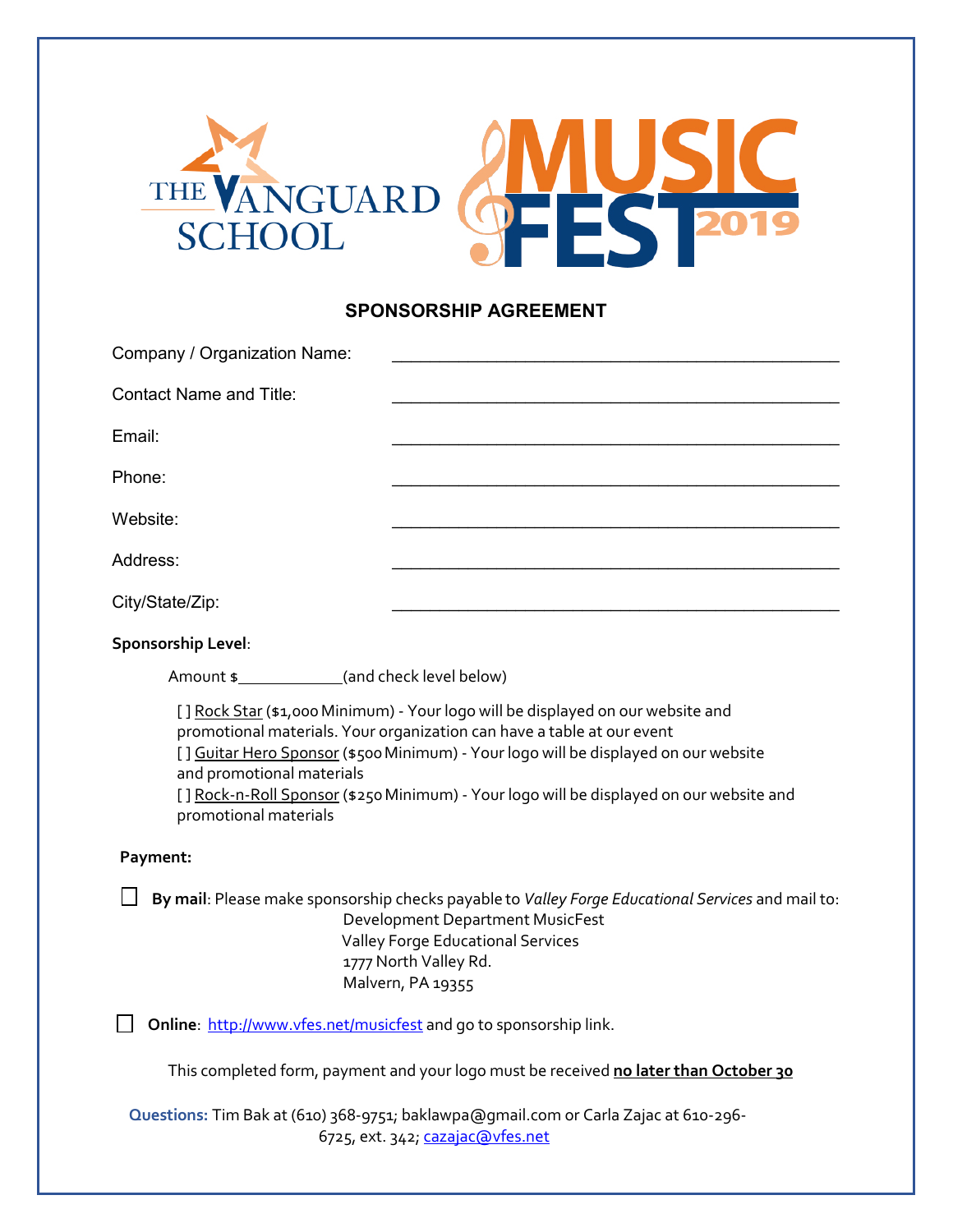THE VANGUARD SCHOOL

MUSIC FEST 2019

## SPONSORSHIP AGREEMENT

Company / Organization Name: ____________________________________________

Contact Name and Title: ____________________________________________

Email: ____________________________________________

Phone: ____________________________________________

Website: ____________________________________________

Address: ____________________________________________

City/State/Zip: ____________________________________________

**Sponsorship Level**:

Amount $____________(and check level below)

[ ] Rock Star ($1,000 Minimum) - Your logo will be displayed on our website and promotional materials. Your organization can have a table at our event
[ ] Guitar Hero Sponsor ($500 Minimum) - Your logo will be displayed on our website and promotional materials
[ ] Rock-n-Roll Sponsor ($250 Minimum) - Your logo will be displayed on our website and promotional materials

**Payment:**

☐ **By mail**: Please make sponsorship checks payable to *Valley Forge Educational Services* and mail to:
Development Department MusicFest
Valley Forge Educational Services
1777 North Valley Rd.
Malvern, PA 19355

☐ **Online**: http://www.vfes.net/musicfest and go to sponsorship link.

This completed form, payment and your logo must be received **no later than October 30**

**Questions:** Tim Bak at (610) 368-9751; baklawpa@gmail.com or Carla Zajac at 610-296-6725, ext. 342; cazajac@vfes.net